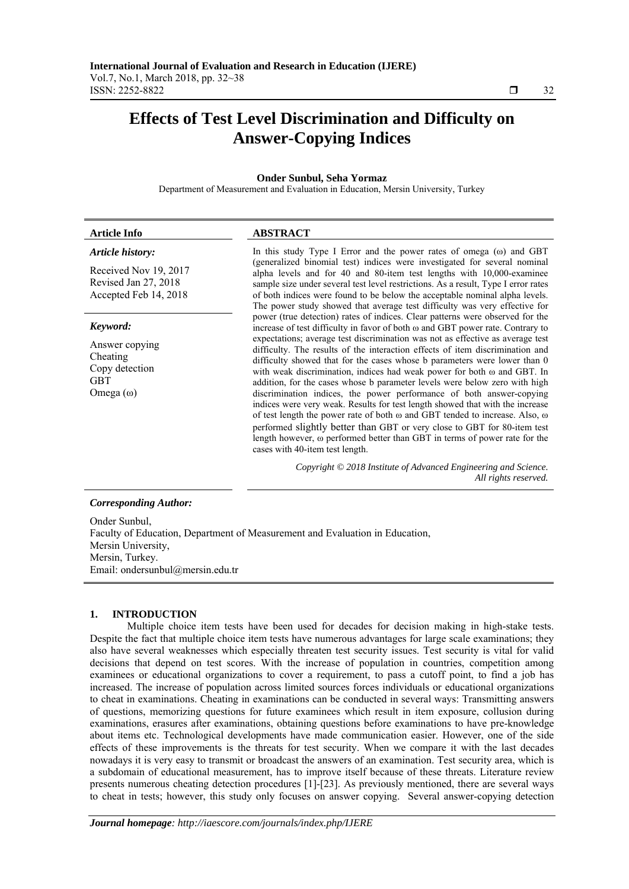# Effects of Test Level Discrimination and Difficulty on Answer-Copying Indices

**Onder Sunbul, Seha Yormaz**

Department of Measurement and Evaluation in Education, Mersin University, Turkey

**Article Info**

***Article history:***

Received Nov 19, 2017
Revised Jan 27, 2018
Accepted Feb 14, 2018

***Keyword:***

Answer copying
Cheating
Copy detection
GBT
Omega (ω)

**ABSTRACT**

In this study Type I Error and the power rates of omega (ω) and GBT (generalized binomial test) indices were investigated for several nominal alpha levels and for 40 and 80-item test lengths with 10,000-examinee sample size under several test level restrictions. As a result, Type I error rates of both indices were found to be below the acceptable nominal alpha levels. The power study showed that average test difficulty was very effective for power (true detection) rates of indices. Clear patterns were observed for the increase of test difficulty in favor of both ω and GBT power rate. Contrary to expectations; average test discrimination was not as effective as average test difficulty. The results of the interaction effects of item discrimination and difficulty showed that for the cases whose b parameters were lower than 0 with weak discrimination, indices had weak power for both ω and GBT. In addition, for the cases whose b parameter levels were below zero with high discrimination indices, the power performance of both answer-copying indices were very weak. Results for test length showed that with the increase of test length the power rate of both ω and GBT tended to increase. Also, ω performed slightly better than GBT or very close to GBT for 80-item test length however, ω performed better than GBT in terms of power rate for the cases with 40-item test length.

*Copyright © 2018 Institute of Advanced Engineering and Science. All rights reserved.*

***Corresponding Author:***

Onder Sunbul,
Faculty of Education, Department of Measurement and Evaluation in Education,
Mersin University,
Mersin, Turkey.
Email: ondersunbul@mersin.edu.tr

## 1. INTRODUCTION

Multiple choice item tests have been used for decades for decision making in high-stake tests. Despite the fact that multiple choice item tests have numerous advantages for large scale examinations; they also have several weaknesses which especially threaten test security issues. Test security is vital for valid decisions that depend on test scores. With the increase of population in countries, competition among examinees or educational organizations to cover a requirement, to pass a cutoff point, to find a job has increased. The increase of population across limited sources forces individuals or educational organizations to cheat in examinations. Cheating in examinations can be conducted in several ways: Transmitting answers of questions, memorizing questions for future examinees which result in item exposure, collusion during examinations, erasures after examinations, obtaining questions before examinations to have pre-knowledge about items etc. Technological developments have made communication easier. However, one of the side effects of these improvements is the threats for test security. When we compare it with the last decades nowadays it is very easy to transmit or broadcast the answers of an examination. Test security area, which is a subdomain of educational measurement, has to improve itself because of these threats. Literature review presents numerous cheating detection procedures [1]-[23]. As previously mentioned, there are several ways to cheat in tests; however, this study only focuses on answer copying. Several answer-copying detection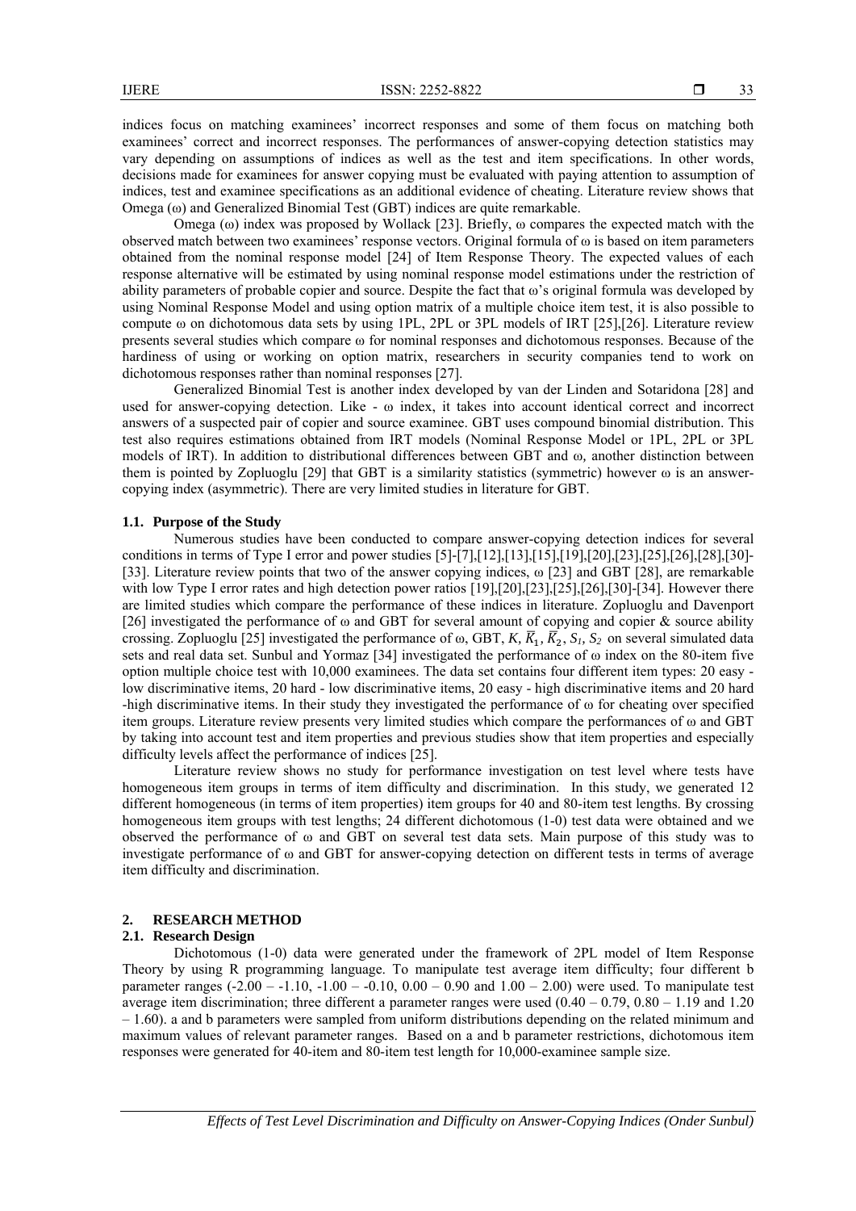indices focus on matching examinees' incorrect responses and some of them focus on matching both examinees' correct and incorrect responses. The performances of answer-copying detection statistics may vary depending on assumptions of indices as well as the test and item specifications. In other words, decisions made for examinees for answer copying must be evaluated with paying attention to assumption of indices, test and examinee specifications as an additional evidence of cheating. Literature review shows that Omega (ω) and Generalized Binomial Test (GBT) indices are quite remarkable.

Omega (ω) index was proposed by Wollack [23]. Briefly, ω compares the expected match with the observed match between two examinees' response vectors. Original formula of ω is based on item parameters obtained from the nominal response model [24] of Item Response Theory. The expected values of each response alternative will be estimated by using nominal response model estimations under the restriction of ability parameters of probable copier and source. Despite the fact that ω's original formula was developed by using Nominal Response Model and using option matrix of a multiple choice item test, it is also possible to compute ω on dichotomous data sets by using 1PL, 2PL or 3PL models of IRT [25],[26]. Literature review presents several studies which compare ω for nominal responses and dichotomous responses. Because of the hardiness of using or working on option matrix, researchers in security companies tend to work on dichotomous responses rather than nominal responses [27].

Generalized Binomial Test is another index developed by van der Linden and Sotaridona [28] and used for answer-copying detection. Like - ω index, it takes into account identical correct and incorrect answers of a suspected pair of copier and source examinee. GBT uses compound binomial distribution. This test also requires estimations obtained from IRT models (Nominal Response Model or 1PL, 2PL or 3PL models of IRT). In addition to distributional differences between GBT and ω, another distinction between them is pointed by Zopluoglu [29] that GBT is a similarity statistics (symmetric) however ω is an answer-copying index (asymmetric). There are very limited studies in literature for GBT.

### 1.1. Purpose of the Study

Numerous studies have been conducted to compare answer-copying detection indices for several conditions in terms of Type I error and power studies [5]-[7],[12],[13],[15],[19],[20],[23],[25],[26],[28],[30]-[33]. Literature review points that two of the answer copying indices, ω [23] and GBT [28], are remarkable with low Type I error rates and high detection power ratios [19],[20],[23],[25],[26],[30]-[34]. However there are limited studies which compare the performance of these indices in literature. Zopluoglu and Davenport [26] investigated the performance of ω and GBT for several amount of copying and copier & source ability crossing. Zopluoglu [25] investigated the performance of ω, GBT, $K$, $\bar{K}_1$, $\bar{K}_2$, $S_1$, $S_2$ on several simulated data sets and real data set. Sunbul and Yormaz [34] investigated the performance of ω index on the 80-item five option multiple choice test with 10,000 examinees. The data set contains four different item types: 20 easy - low discriminative items, 20 hard - low discriminative items, 20 easy - high discriminative items and 20 hard -high discriminative items. In their study they investigated the performance of ω for cheating over specified item groups. Literature review presents very limited studies which compare the performances of ω and GBT by taking into account test and item properties and previous studies show that item properties and especially difficulty levels affect the performance of indices [25].

Literature review shows no study for performance investigation on test level where tests have homogeneous item groups in terms of item difficulty and discrimination. In this study, we generated 12 different homogeneous (in terms of item properties) item groups for 40 and 80-item test lengths. By crossing homogeneous item groups with test lengths; 24 different dichotomous (1-0) test data were obtained and we observed the performance of ω and GBT on several test data sets. Main purpose of this study was to investigate performance of ω and GBT for answer-copying detection on different tests in terms of average item difficulty and discrimination.

## 2. RESEARCH METHOD

### 2.1. Research Design

Dichotomous (1-0) data were generated under the framework of 2PL model of Item Response Theory by using R programming language. To manipulate test average item difficulty; four different b parameter ranges (-2.00 – -1.10, -1.00 – -0.10, 0.00 – 0.90 and 1.00 – 2.00) were used. To manipulate test average item discrimination; three different a parameter ranges were used (0.40 – 0.79, 0.80 – 1.19 and 1.20 – 1.60). a and b parameters were sampled from uniform distributions depending on the related minimum and maximum values of relevant parameter ranges. Based on a and b parameter restrictions, dichotomous item responses were generated for 40-item and 80-item test length for 10,000-examinee sample size.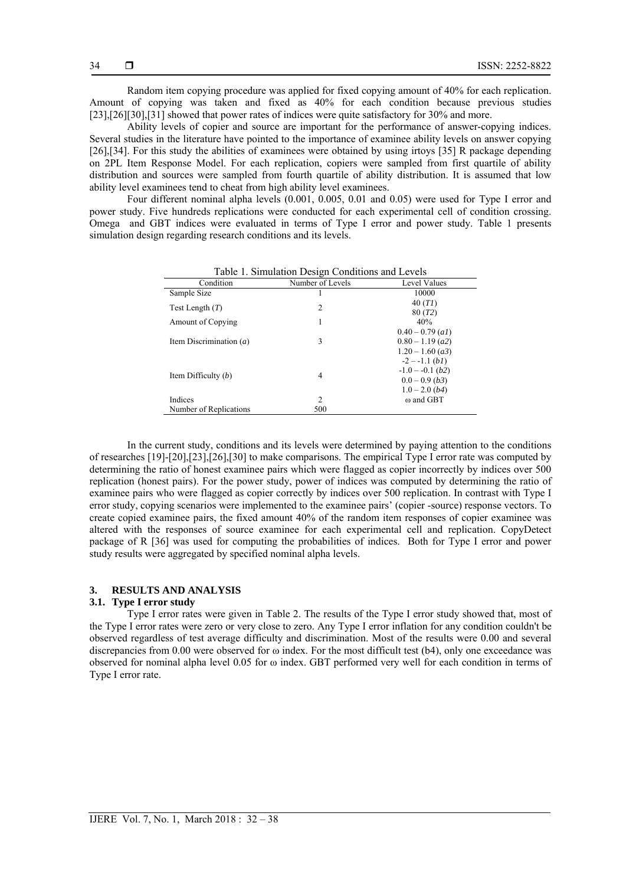Random item copying procedure was applied for fixed copying amount of 40% for each replication. Amount of copying was taken and fixed as 40% for each condition because previous studies [23],[26][30],[31] showed that power rates of indices were quite satisfactory for 30% and more.

Ability levels of copier and source are important for the performance of answer-copying indices. Several studies in the literature have pointed to the importance of examinee ability levels on answer copying [26],[34]. For this study the abilities of examinees were obtained by using irtoys [35] R package depending on 2PL Item Response Model. For each replication, copiers were sampled from first quartile of ability distribution and sources were sampled from fourth quartile of ability distribution. It is assumed that low ability level examinees tend to cheat from high ability level examinees.

Four different nominal alpha levels (0.001, 0.005, 0.01 and 0.05) were used for Type I error and power study. Five hundreds replications were conducted for each experimental cell of condition crossing. Omega and GBT indices were evaluated in terms of Type I error and power study. Table 1 presents simulation design regarding research conditions and its levels.

Table 1. Simulation Design Conditions and Levels

| Condition | Number of Levels | Level Values |
|---|---|---|
| Sample Size | 1 | 10000 |
| Test Length (*T*) | 2 | 40 (*T1*)<br>80 (*T2*) |
| Amount of Copying | 1 | 40% |
| Item Discrimination (*a*) | 3 | 0.40 – 0.79 (*a1*)<br>0.80 – 1.19 (*a2*)<br>1.20 – 1.60 (*a3*) |
| Item Difficulty (*b*) | 4 | -2 – -1.1 (*b1*)<br>-1.0 – -0.1 (*b2*)<br>0.0 – 0.9 (*b3*)<br>1.0 – 2.0 (*b4*) |
| Indices | 2 | ω and GBT |
| Number of Replications | 500 | |

In the current study, conditions and its levels were determined by paying attention to the conditions of researches [19]-[20],[23],[26],[30] to make comparisons. The empirical Type I error rate was computed by determining the ratio of honest examinee pairs which were flagged as copier incorrectly by indices over 500 replication (honest pairs). For the power study, power of indices was computed by determining the ratio of examinee pairs who were flagged as copier correctly by indices over 500 replication. In contrast with Type I error study, copying scenarios were implemented to the examinee pairs' (copier -source) response vectors. To create copied examinee pairs, the fixed amount 40% of the random item responses of copier examinee was altered with the responses of source examinee for each experimental cell and replication. CopyDetect package of R [36] was used for computing the probabilities of indices. Both for Type I error and power study results were aggregated by specified nominal alpha levels.

## 3. RESULTS AND ANALYSIS

### 3.1. Type I error study

Type I error rates were given in Table 2. The results of the Type I error study showed that, most of the Type I error rates were zero or very close to zero. Any Type I error inflation for any condition couldn't be observed regardless of test average difficulty and discrimination. Most of the results were 0.00 and several discrepancies from 0.00 were observed for ω index. For the most difficult test (b4), only one exceedance was observed for nominal alpha level 0.05 for ω index. GBT performed very well for each condition in terms of Type I error rate.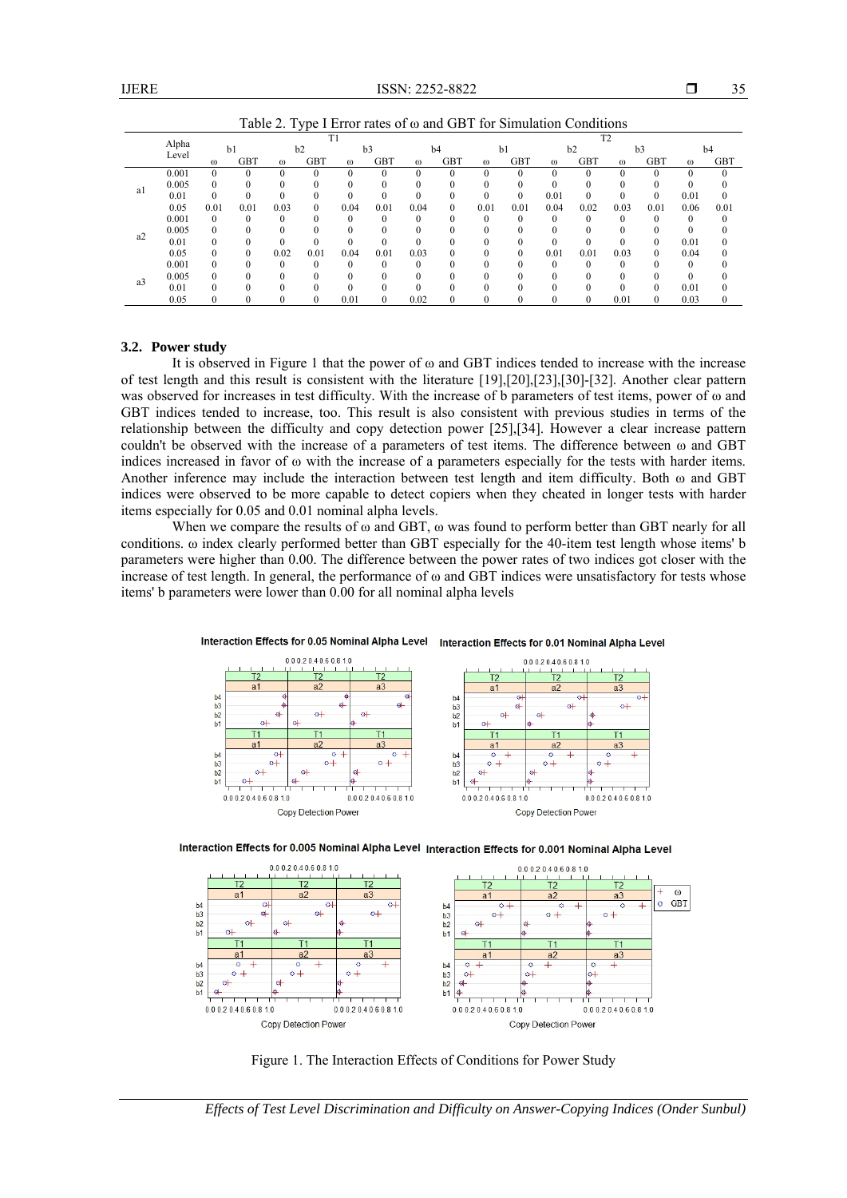Table 2. Type I Error rates of ω and GBT for Simulation Conditions

| | Alpha Level | T1 | | | | | | | | T2 | | | | | | | |
|---|---|---|---|---|---|---|---|---|---|---|---|---|---|---|---|---|---|
| | | b1 | | b2 | | b3 | | b4 | | b1 | | b2 | | b3 | | b4 | |
| | | ω | GBT | ω | GBT | ω | GBT | ω | GBT | ω | GBT | ω | GBT | ω | GBT | ω | GBT |
| a1 | 0.001 | 0 | 0 | 0 | 0 | 0 | 0 | 0 | 0 | 0 | 0 | 0 | 0 | 0 | 0 | 0 | 0 |
| | 0.005 | 0 | 0 | 0 | 0 | 0 | 0 | 0 | 0 | 0 | 0 | 0 | 0 | 0 | 0 | 0 | 0 |
| | 0.01 | 0 | 0 | 0 | 0 | 0 | 0 | 0 | 0 | 0 | 0 | 0.01 | 0 | 0 | 0 | 0.01 | 0 |
| | 0.05 | 0.01 | 0.01 | 0.03 | 0 | 0.04 | 0.01 | 0.04 | 0 | 0.01 | 0.01 | 0.04 | 0.02 | 0.03 | 0.01 | 0.06 | 0.01 |
| a2 | 0.001 | 0 | 0 | 0 | 0 | 0 | 0 | 0 | 0 | 0 | 0 | 0 | 0 | 0 | 0 | 0 | 0 |
| | 0.005 | 0 | 0 | 0 | 0 | 0 | 0 | 0 | 0 | 0 | 0 | 0 | 0 | 0 | 0 | 0 | 0 |
| | 0.01 | 0 | 0 | 0 | 0 | 0 | 0 | 0 | 0 | 0 | 0 | 0 | 0 | 0 | 0 | 0.01 | 0 |
| | 0.05 | 0 | 0 | 0.02 | 0.01 | 0.04 | 0.01 | 0.03 | 0 | 0 | 0 | 0.01 | 0.01 | 0.03 | 0 | 0.04 | 0 |
| a3 | 0.001 | 0 | 0 | 0 | 0 | 0 | 0 | 0 | 0 | 0 | 0 | 0 | 0 | 0 | 0 | 0 | 0 |
| | 0.005 | 0 | 0 | 0 | 0 | 0 | 0 | 0 | 0 | 0 | 0 | 0 | 0 | 0 | 0 | 0 | 0 |
| | 0.01 | 0 | 0 | 0 | 0 | 0 | 0 | 0 | 0 | 0 | 0 | 0 | 0 | 0 | 0 | 0.01 | 0 |
| | 0.05 | 0 | 0 | 0 | 0 | 0.01 | 0 | 0.02 | 0 | 0 | 0 | 0 | 0 | 0.01 | 0 | 0.03 | 0 |

### 3.2. Power study

It is observed in Figure 1 that the power of ω and GBT indices tended to increase with the increase of test length and this result is consistent with the literature [19],[20],[23],[30]-[32]. Another clear pattern was observed for increases in test difficulty. With the increase of b parameters of test items, power of ω and GBT indices tended to increase, too. This result is also consistent with previous studies in terms of the relationship between the difficulty and copy detection power [25],[34]. However a clear increase pattern couldn't be observed with the increase of a parameters of test items. The difference between ω and GBT indices increased in favor of ω with the increase of a parameters especially for the tests with harder items. Another inference may include the interaction between test length and item difficulty. Both ω and GBT indices were observed to be more capable to detect copiers when they cheated in longer tests with harder items especially for 0.05 and 0.01 nominal alpha levels.

When we compare the results of ω and GBT, ω was found to perform better than GBT nearly for all conditions. ω index clearly performed better than GBT especially for the 40-item test length whose items' b parameters were higher than 0.00. The difference between the power rates of two indices got closer with the increase of test length. In general, the performance of ω and GBT indices were unsatisfactory for tests whose items' b parameters were lower than 0.00 for all nominal alpha levels

Interaction Effects for 0.05 Nominal Alpha Level

Interaction Effects for 0.01 Nominal Alpha Level

Interaction Effects for 0.005 Nominal Alpha Level

Interaction Effects for 0.001 Nominal Alpha Level

T2 a1 a2 a3

T1 a1 a2 a3

b4 b3 b2 b1

0.0 0.2 0.4 0.6 0.8 1.0

Copy Detection Power

+ ω

o GBT

Figure 1. The Interaction Effects of Conditions for Power Study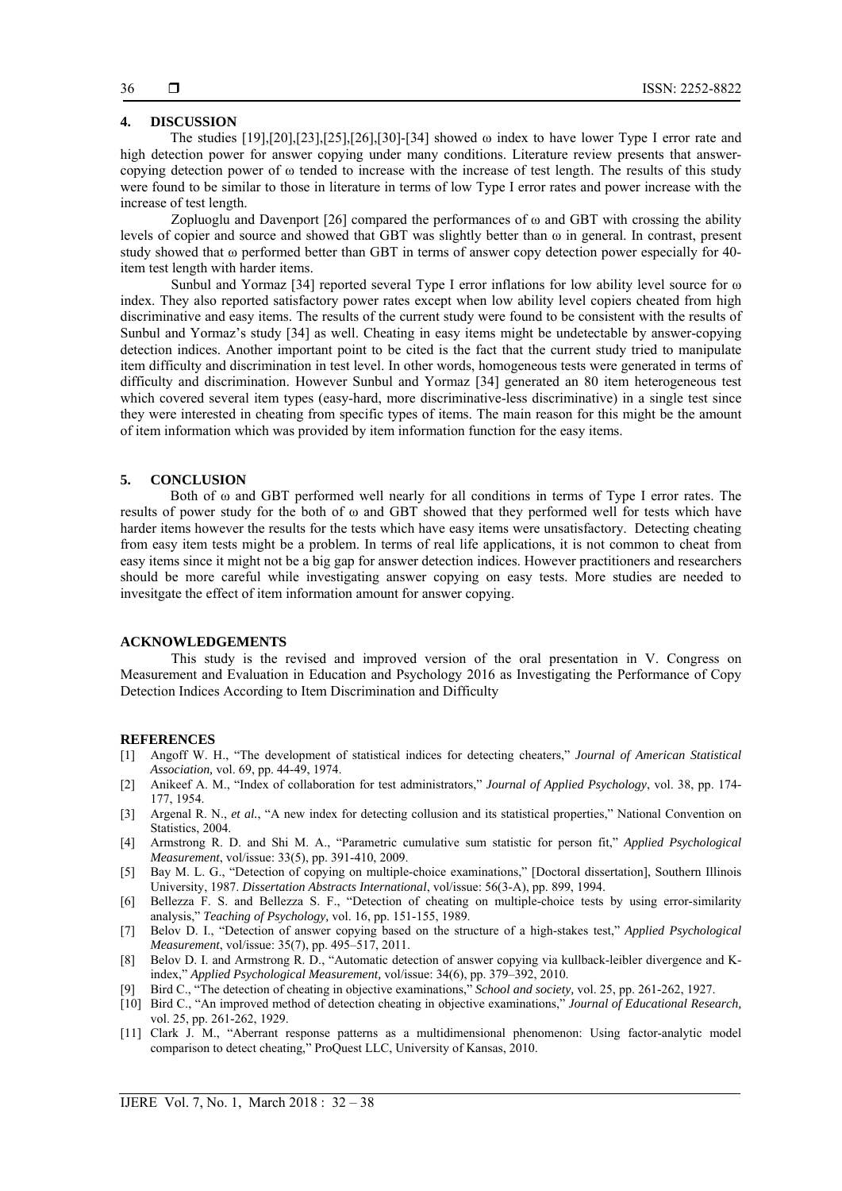## 4. DISCUSSION

The studies [19],[20],[23],[25],[26],[30]-[34] showed ω index to have lower Type I error rate and high detection power for answer copying under many conditions. Literature review presents that answer-copying detection power of ω tended to increase with the increase of test length. The results of this study were found to be similar to those in literature in terms of low Type I error rates and power increase with the increase of test length.

Zopluoglu and Davenport [26] compared the performances of ω and GBT with crossing the ability levels of copier and source and showed that GBT was slightly better than ω in general. In contrast, present study showed that ω performed better than GBT in terms of answer copy detection power especially for 40-item test length with harder items.

Sunbul and Yormaz [34] reported several Type I error inflations for low ability level source for ω index. They also reported satisfactory power rates except when low ability level copiers cheated from high discriminative and easy items. The results of the current study were found to be consistent with the results of Sunbul and Yormaz's study [34] as well. Cheating in easy items might be undetectable by answer-copying detection indices. Another important point to be cited is the fact that the current study tried to manipulate item difficulty and discrimination in test level. In other words, homogeneous tests were generated in terms of difficulty and discrimination. However Sunbul and Yormaz [34] generated an 80 item heterogeneous test which covered several item types (easy-hard, more discriminative-less discriminative) in a single test since they were interested in cheating from specific types of items. The main reason for this might be the amount of item information which was provided by item information function for the easy items.

## 5. CONCLUSION

Both of ω and GBT performed well nearly for all conditions in terms of Type I error rates. The results of power study for the both of ω and GBT showed that they performed well for tests which have harder items however the results for the tests which have easy items were unsatisfactory. Detecting cheating from easy item tests might be a problem. In terms of real life applications, it is not common to cheat from easy items since it might not be a big gap for answer detection indices. However practitioners and researchers should be more careful while investigating answer copying on easy tests. More studies are needed to invesitgate the effect of item information amount for answer copying.

## ACKNOWLEDGEMENTS

This study is the revised and improved version of the oral presentation in V. Congress on Measurement and Evaluation in Education and Psychology 2016 as Investigating the Performance of Copy Detection Indices According to Item Discrimination and Difficulty

## REFERENCES

[1] Angoff W. H., "The development of statistical indices for detecting cheaters," *Journal of American Statistical Association,* vol. 69, pp. 44-49, 1974.

[2] Anikeef A. M., "Index of collaboration for test administrators," *Journal of Applied Psychology*, vol. 38, pp. 174-177, 1954.

[3] Argenal R. N., *et al.*, "A new index for detecting collusion and its statistical properties," National Convention on Statistics, 2004.

[4] Armstrong R. D. and Shi M. A., "Parametric cumulative sum statistic for person fit," *Applied Psychological Measurement*, vol/issue: 33(5), pp. 391-410, 2009.

[5] Bay M. L. G., "Detection of copying on multiple-choice examinations," [Doctoral dissertation], Southern Illinois University, 1987. *Dissertation Abstracts International*, vol/issue: 56(3-A), pp. 899, 1994.

[6] Bellezza F. S. and Bellezza S. F., "Detection of cheating on multiple-choice tests by using error-similarity analysis," *Teaching of Psychology,* vol. 16, pp. 151-155, 1989.

[7] Belov D. I., "Detection of answer copying based on the structure of a high-stakes test," *Applied Psychological Measurement*, vol/issue: 35(7), pp. 495–517, 2011.

[8] Belov D. I. and Armstrong R. D., "Automatic detection of answer copying via kullback-leibler divergence and K-index," *Applied Psychological Measurement,* vol/issue: 34(6), pp. 379–392, 2010.

[9] Bird C., "The detection of cheating in objective examinations," *School and society,* vol. 25, pp. 261-262, 1927.

[10] Bird C., "An improved method of detection cheating in objective examinations," *Journal of Educational Research,* vol. 25, pp. 261-262, 1929.

[11] Clark J. M., "Aberrant response patterns as a multidimensional phenomenon: Using factor-analytic model comparison to detect cheating," ProQuest LLC, University of Kansas, 2010.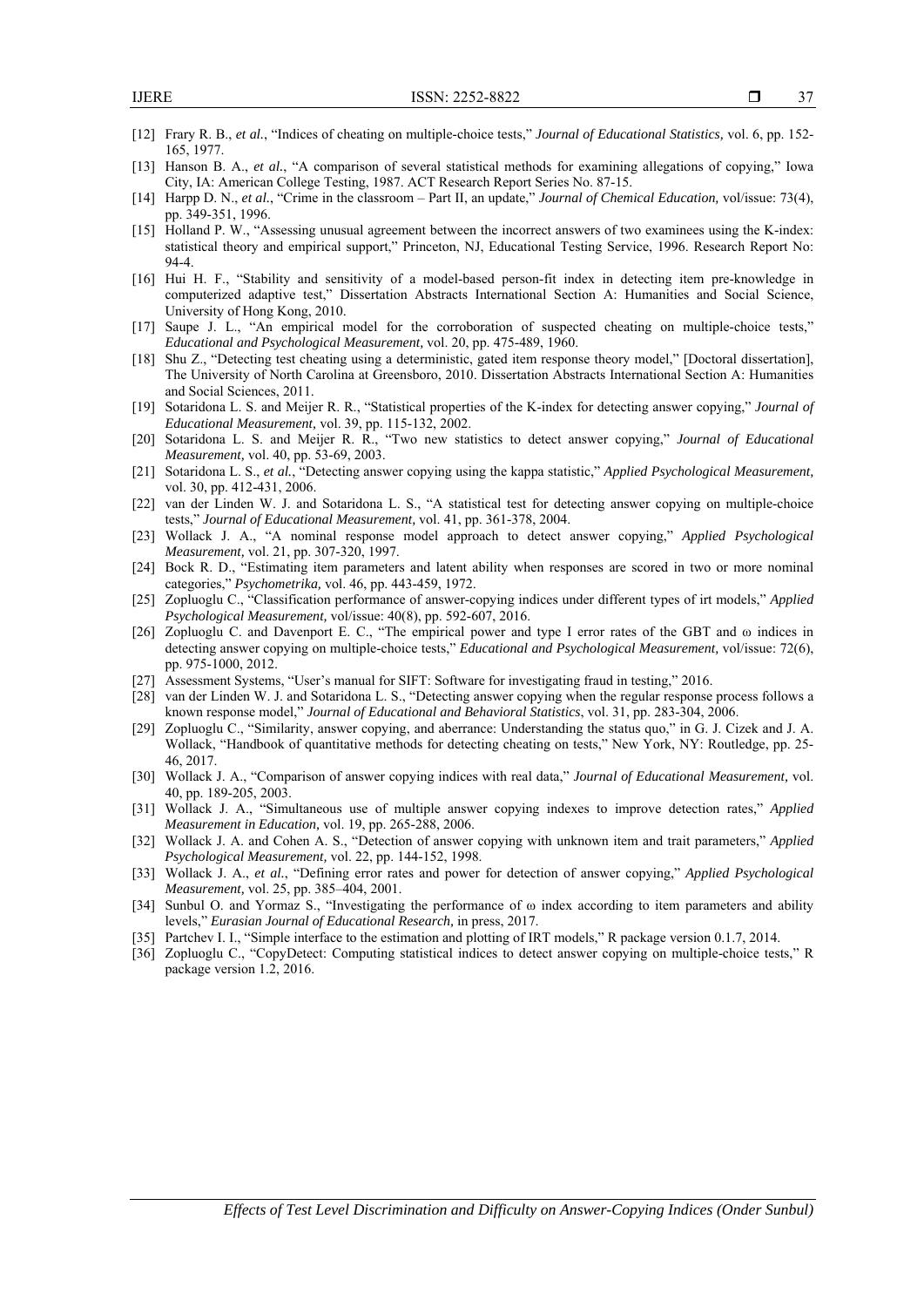[12] Frary R. B., *et al.*, "Indices of cheating on multiple-choice tests," *Journal of Educational Statistics,* vol. 6, pp. 152-165, 1977.

[13] Hanson B. A., *et al.*, "A comparison of several statistical methods for examining allegations of copying," Iowa City, IA: American College Testing, 1987. ACT Research Report Series No. 87-15.

[14] Harpp D. N., *et al.*, "Crime in the classroom – Part II, an update," *Journal of Chemical Education,* vol/issue: 73(4), pp. 349-351, 1996.

[15] Holland P. W., "Assessing unusual agreement between the incorrect answers of two examinees using the K-index: statistical theory and empirical support," Princeton, NJ, Educational Testing Service, 1996. Research Report No: 94-4.

[16] Hui H. F., "Stability and sensitivity of a model-based person-fit index in detecting item pre-knowledge in computerized adaptive test," Dissertation Abstracts International Section A: Humanities and Social Science, University of Hong Kong, 2010.

[17] Saupe J. L., "An empirical model for the corroboration of suspected cheating on multiple-choice tests," *Educational and Psychological Measurement,* vol. 20, pp. 475-489, 1960.

[18] Shu Z., "Detecting test cheating using a deterministic, gated item response theory model," [Doctoral dissertation], The University of North Carolina at Greensboro, 2010. Dissertation Abstracts International Section A: Humanities and Social Sciences, 2011.

[19] Sotaridona L. S. and Meijer R. R., "Statistical properties of the K-index for detecting answer copying," *Journal of Educational Measurement*, vol. 39, pp. 115-132, 2002.

[20] Sotaridona L. S. and Meijer R. R., "Two new statistics to detect answer copying," *Journal of Educational Measurement,* vol. 40, pp. 53-69, 2003.

[21] Sotaridona L. S., *et al.*, "Detecting answer copying using the kappa statistic," *Applied Psychological Measurement,* vol. 30, pp. 412-431, 2006.

[22] van der Linden W. J. and Sotaridona L. S., "A statistical test for detecting answer copying on multiple-choice tests," *Journal of Educational Measurement*, vol. 41, pp. 361-378, 2004.

[23] Wollack J. A., "A nominal response model approach to detect answer copying," *Applied Psychological Measurement,* vol. 21, pp. 307-320, 1997.

[24] Bock R. D., "Estimating item parameters and latent ability when responses are scored in two or more nominal categories," *Psychometrika,* vol. 46, pp. 443-459, 1972.

[25] Zopluoglu C., "Classification performance of answer-copying indices under different types of irt models," *Applied Psychological Measurement,* vol/issue: 40(8), pp. 592-607, 2016.

[26] Zopluoglu C. and Davenport E. C., "The empirical power and type I error rates of the GBT and ω indices in detecting answer copying on multiple-choice tests," *Educational and Psychological Measurement,* vol/issue: 72(6), pp. 975-1000, 2012.

[27] Assessment Systems, "User's manual for SIFT: Software for investigating fraud in testing," 2016.

[28] van der Linden W. J. and Sotaridona L. S., "Detecting answer copying when the regular response process follows a known response model," *Journal of Educational and Behavioral Statistics*, vol. 31, pp. 283-304, 2006.

[29] Zopluoglu C., "Similarity, answer copying, and aberrance: Understanding the status quo," in G. J. Cizek and J. A. Wollack, "Handbook of quantitative methods for detecting cheating on tests," New York, NY: Routledge, pp. 25-46, 2017.

[30] Wollack J. A., "Comparison of answer copying indices with real data," *Journal of Educational Measurement,* vol. 40, pp. 189-205, 2003.

[31] Wollack J. A., "Simultaneous use of multiple answer copying indexes to improve detection rates," *Applied Measurement in Education,* vol. 19, pp. 265-288, 2006.

[32] Wollack J. A. and Cohen A. S., "Detection of answer copying with unknown item and trait parameters," *Applied Psychological Measurement,* vol. 22, pp. 144-152, 1998.

[33] Wollack J. A., *et al.*, "Defining error rates and power for detection of answer copying," *Applied Psychological Measurement,* vol. 25, pp. 385–404, 2001.

[34] Sunbul O. and Yormaz S., "Investigating the performance of ω index according to item parameters and ability levels," *Eurasian Journal of Educational Research,* in press, 2017.

[35] Partchev I. I., "Simple interface to the estimation and plotting of IRT models," R package version 0.1.7, 2014.

[36] Zopluoglu C., "CopyDetect: Computing statistical indices to detect answer copying on multiple-choice tests," R package version 1.2, 2016.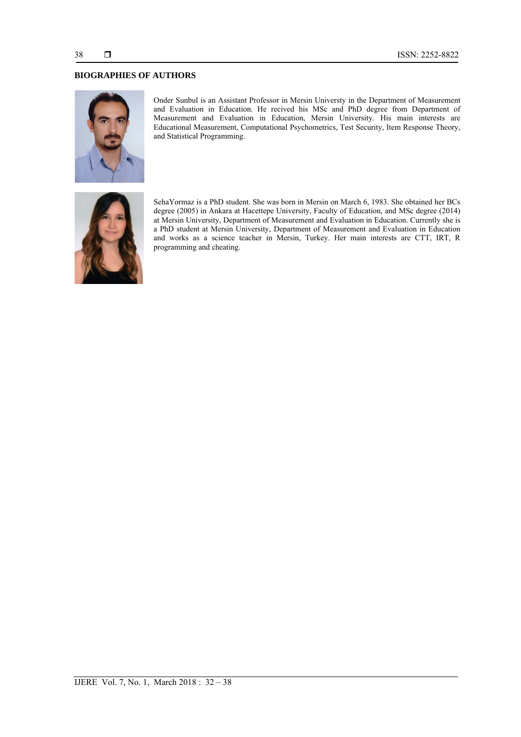**BIOGRAPHIES OF AUTHORS**

Onder Sunbul is an Assistant Professor in Mersin Universty in the Department of Measurement and Evaluation in Education. He recived his MSc and PhD degree from Department of Measurement and Evaluation in Education, Mersin University. His main interests are Educational Measurement, Computational Psychometrics, Test Security, Item Response Theory, and Statistical Programming.

SehaYormaz is a PhD student. She was born in Mersin on March 6, 1983. She obtained her BCs degree (2005) in Ankara at Hacettepe University, Faculty of Education, and MSc degree (2014) at Mersin University, Department of Measurement and Evaluation in Education. Currently she is a PhD student at Mersin University, Department of Measurement and Evaluation in Education and works as a science teacher in Mersin, Turkey. Her main interests are CTT, IRT, R programming and cheating.